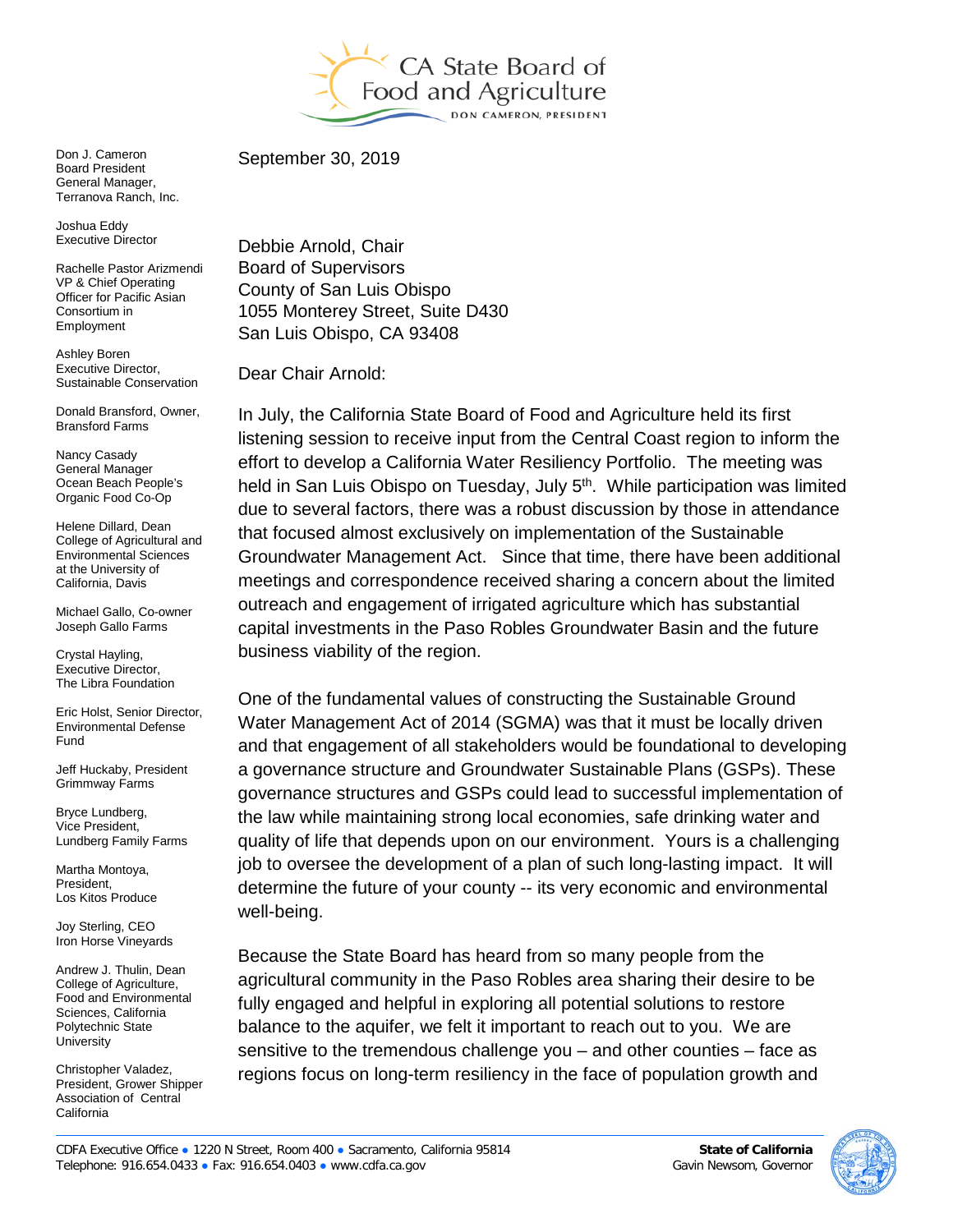CA State Board of Food and Agriculture

DON CAMERON, PRESIDENT

Don J. Cameron
Board President
General Manager,
Terranova Ranch, Inc.

Joshua Eddy
Executive Director

Rachelle Pastor Arizmendi
VP & Chief Operating Officer for Pacific Asian Consortium in Employment

Ashley Boren
Executive Director,
Sustainable Conservation

Donald Bransford, Owner,
Bransford Farms

Nancy Casady
General Manager
Ocean Beach People's Organic Food Co-Op

Helene Dillard, Dean
College of Agricultural and Environmental Sciences at the University of California, Davis

Michael Gallo, Co-owner
Joseph Gallo Farms

Crystal Hayling,
Executive Director,
The Libra Foundation

Eric Holst, Senior Director,
Environmental Defense Fund

Jeff Huckaby, President
Grimmway Farms

Bryce Lundberg,
Vice President,
Lundberg Family Farms

Martha Montoya,
President,
Los Kitos Produce

Joy Sterling, CEO
Iron Horse Vineyards

Andrew J. Thulin, Dean
College of Agriculture, Food and Environmental Sciences, California Polytechnic State University

Christopher Valadez,
President, Grower Shipper Association of Central California

September 30, 2019

Debbie Arnold, Chair
Board of Supervisors
County of San Luis Obispo
1055 Monterey Street, Suite D430
San Luis Obispo, CA 93408

Dear Chair Arnold:

In July, the California State Board of Food and Agriculture held its first listening session to receive input from the Central Coast region to inform the effort to develop a California Water Resiliency Portfolio. The meeting was held in San Luis Obispo on Tuesday, July 5th. While participation was limited due to several factors, there was a robust discussion by those in attendance that focused almost exclusively on implementation of the Sustainable Groundwater Management Act. Since that time, there have been additional meetings and correspondence received sharing a concern about the limited outreach and engagement of irrigated agriculture which has substantial capital investments in the Paso Robles Groundwater Basin and the future business viability of the region.

One of the fundamental values of constructing the Sustainable Ground Water Management Act of 2014 (SGMA) was that it must be locally driven and that engagement of all stakeholders would be foundational to developing a governance structure and Groundwater Sustainable Plans (GSPs). These governance structures and GSPs could lead to successful implementation of the law while maintaining strong local economies, safe drinking water and quality of life that depends upon on our environment. Yours is a challenging job to oversee the development of a plan of such long-lasting impact. It will determine the future of your county -- its very economic and environmental well-being.

Because the State Board has heard from so many people from the agricultural community in the Paso Robles area sharing their desire to be fully engaged and helpful in exploring all potential solutions to restore balance to the aquifer, we felt it important to reach out to you. We are sensitive to the tremendous challenge you – and other counties – face as regions focus on long-term resiliency in the face of population growth and

CDFA Executive Office ● 1220 N Street, Room 400 ● Sacramento, California 95814
Telephone: 916.654.0433 ● Fax: 916.654.0403 ● www.cdfa.ca.gov

**State of California**
Gavin Newsom, Governor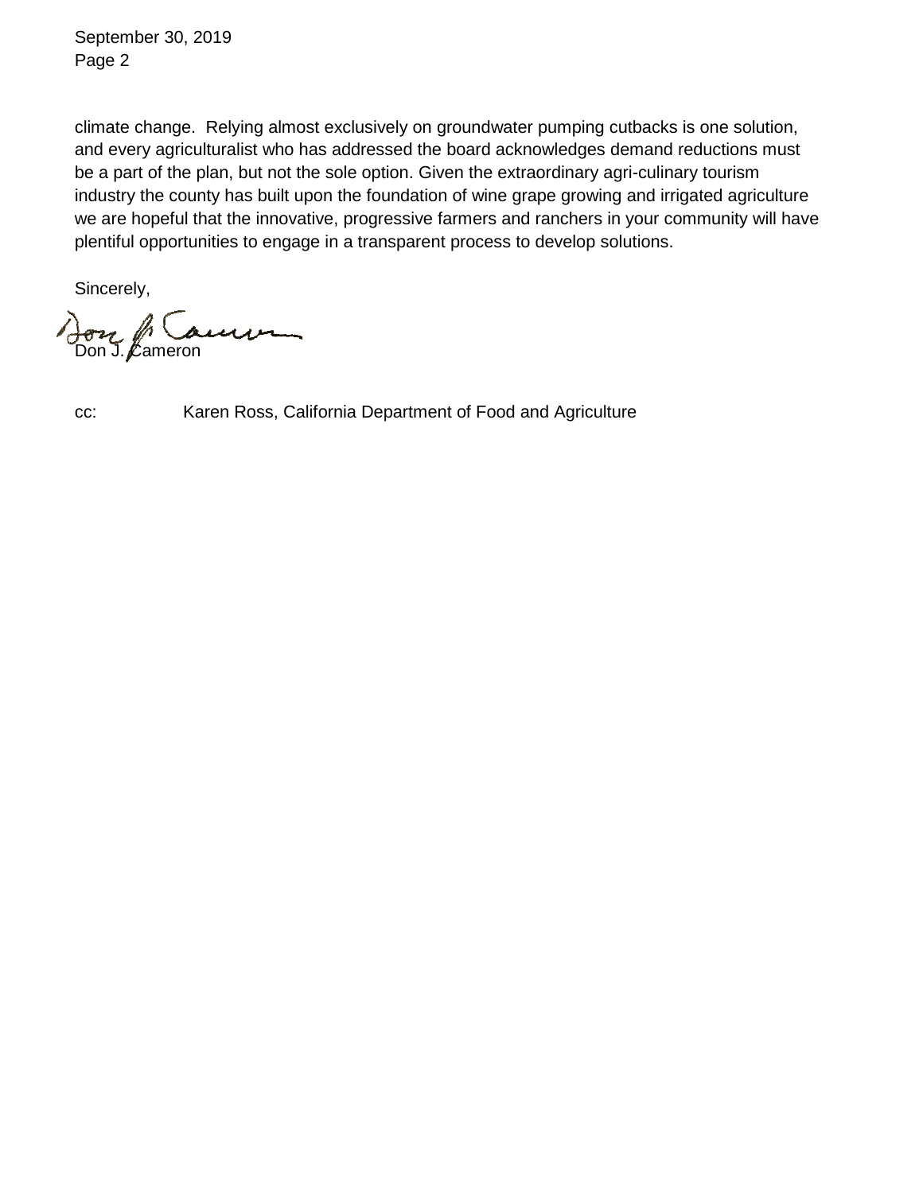climate change. Relying almost exclusively on groundwater pumping cutbacks is one solution, and every agriculturalist who has addressed the board acknowledges demand reductions must be a part of the plan, but not the sole option. Given the extraordinary agri-culinary tourism industry the county has built upon the foundation of wine grape growing and irrigated agriculture we are hopeful that the innovative, progressive farmers and ranchers in your community will have plentiful opportunities to engage in a transparent process to develop solutions.

Sincerely,

Don J. Cameron

cc: Karen Ross, California Department of Food and Agriculture